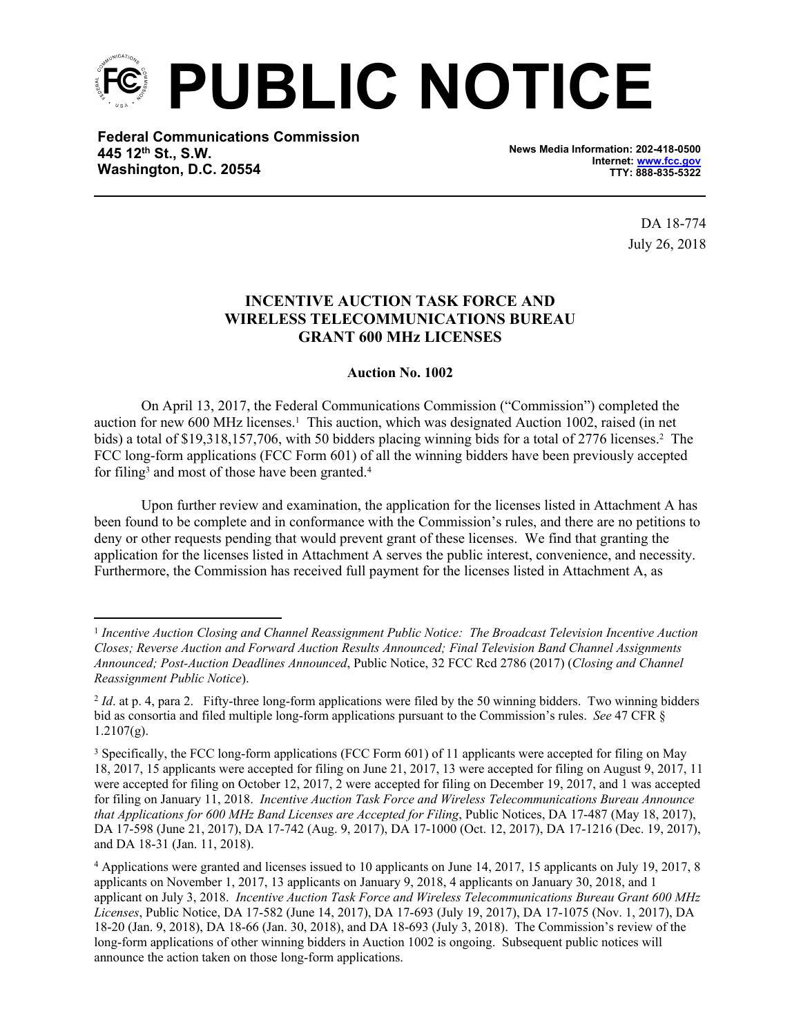# PUBLIC NOTICE

**Federal Communications Commission**
**445 12th St., S.W.**
**Washington, D.C. 20554**

**News Media Information: 202-418-0500**
**Internet: www.fcc.gov**
**TTY: 888-835-5322**

DA 18-774
July 26, 2018

## INCENTIVE AUCTION TASK FORCE AND WIRELESS TELECOMMUNICATIONS BUREAU GRANT 600 MHz LICENSES

### Auction No. 1002

On April 13, 2017, the Federal Communications Commission ("Commission") completed the auction for new 600 MHz licenses.[1] This auction, which was designated Auction 1002, raised (in net bids) a total of $19,318,157,706, with 50 bidders placing winning bids for a total of 2776 licenses.[2] The FCC long-form applications (FCC Form 601) of all the winning bidders have been previously accepted for filing[3] and most of those have been granted.[4]

Upon further review and examination, the application for the licenses listed in Attachment A has been found to be complete and in conformance with the Commission's rules, and there are no petitions to deny or other requests pending that would prevent grant of these licenses. We find that granting the application for the licenses listed in Attachment A serves the public interest, convenience, and necessity. Furthermore, the Commission has received full payment for the licenses listed in Attachment A, as

---

[1] *Incentive Auction Closing and Channel Reassignment Public Notice: The Broadcast Television Incentive Auction Closes; Reverse Auction and Forward Auction Results Announced; Final Television Band Channel Assignments Announced; Post-Auction Deadlines Announced*, Public Notice, 32 FCC Rcd 2786 (2017) (*Closing and Channel Reassignment Public Notice*).

[2] *Id*. at p. 4, para 2. Fifty-three long-form applications were filed by the 50 winning bidders. Two winning bidders bid as consortia and filed multiple long-form applications pursuant to the Commission's rules. *See* 47 CFR § 1.2107(g).

[3] Specifically, the FCC long-form applications (FCC Form 601) of 11 applicants were accepted for filing on May 18, 2017, 15 applicants were accepted for filing on June 21, 2017, 13 were accepted for filing on August 9, 2017, 11 were accepted for filing on October 12, 2017, 2 were accepted for filing on December 19, 2017, and 1 was accepted for filing on January 11, 2018. *Incentive Auction Task Force and Wireless Telecommunications Bureau Announce that Applications for 600 MHz Band Licenses are Accepted for Filing*, Public Notices, DA 17-487 (May 18, 2017), DA 17-598 (June 21, 2017), DA 17-742 (Aug. 9, 2017), DA 17-1000 (Oct. 12, 2017), DA 17-1216 (Dec. 19, 2017), and DA 18-31 (Jan. 11, 2018).

[4] Applications were granted and licenses issued to 10 applicants on June 14, 2017, 15 applicants on July 19, 2017, 8 applicants on November 1, 2017, 13 applicants on January 9, 2018, 4 applicants on January 30, 2018, and 1 applicant on July 3, 2018. *Incentive Auction Task Force and Wireless Telecommunications Bureau Grant 600 MHz Licenses*, Public Notice, DA 17-582 (June 14, 2017), DA 17-693 (July 19, 2017), DA 17-1075 (Nov. 1, 2017), DA 18-20 (Jan. 9, 2018), DA 18-66 (Jan. 30, 2018), and DA 18-693 (July 3, 2018). The Commission's review of the long-form applications of other winning bidders in Auction 1002 is ongoing. Subsequent public notices will announce the action taken on those long-form applications.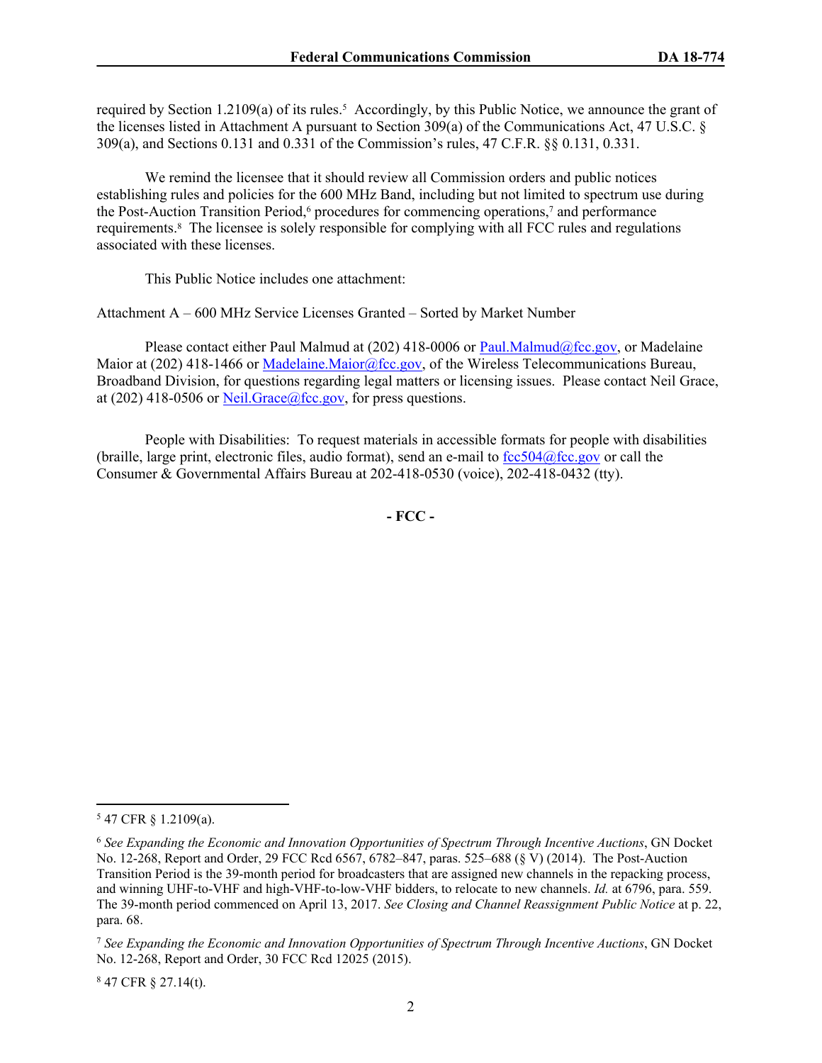required by Section 1.2109(a) of its rules.[5] Accordingly, by this Public Notice, we announce the grant of the licenses listed in Attachment A pursuant to Section 309(a) of the Communications Act, 47 U.S.C. § 309(a), and Sections 0.131 and 0.331 of the Commission's rules, 47 C.F.R. §§ 0.131, 0.331.

We remind the licensee that it should review all Commission orders and public notices establishing rules and policies for the 600 MHz Band, including but not limited to spectrum use during the Post-Auction Transition Period,[6] procedures for commencing operations,[7] and performance requirements.[8] The licensee is solely responsible for complying with all FCC rules and regulations associated with these licenses.

This Public Notice includes one attachment:

Attachment A – 600 MHz Service Licenses Granted – Sorted by Market Number

Please contact either Paul Malmud at (202) 418-0006 or Paul.Malmud@fcc.gov, or Madelaine Maior at (202) 418-1466 or Madelaine.Maior@fcc.gov, of the Wireless Telecommunications Bureau, Broadband Division, for questions regarding legal matters or licensing issues. Please contact Neil Grace, at (202) 418-0506 or Neil.Grace@fcc.gov, for press questions.

People with Disabilities: To request materials in accessible formats for people with disabilities (braille, large print, electronic files, audio format), send an e-mail to fcc504@fcc.gov or call the Consumer & Governmental Affairs Bureau at 202-418-0530 (voice), 202-418-0432 (tty).

**- FCC -**

---

[5] 47 CFR § 1.2109(a).

[6] *See Expanding the Economic and Innovation Opportunities of Spectrum Through Incentive Auctions*, GN Docket No. 12-268, Report and Order, 29 FCC Rcd 6567, 6782–847, paras. 525–688 (§ V) (2014). The Post-Auction Transition Period is the 39-month period for broadcasters that are assigned new channels in the repacking process, and winning UHF-to-VHF and high-VHF-to-low-VHF bidders, to relocate to new channels. *Id.* at 6796, para. 559. The 39-month period commenced on April 13, 2017. *See Closing and Channel Reassignment Public Notice* at p. 22, para. 68.

[7] *See Expanding the Economic and Innovation Opportunities of Spectrum Through Incentive Auctions*, GN Docket No. 12-268, Report and Order, 30 FCC Rcd 12025 (2015).

[8] 47 CFR § 27.14(t).